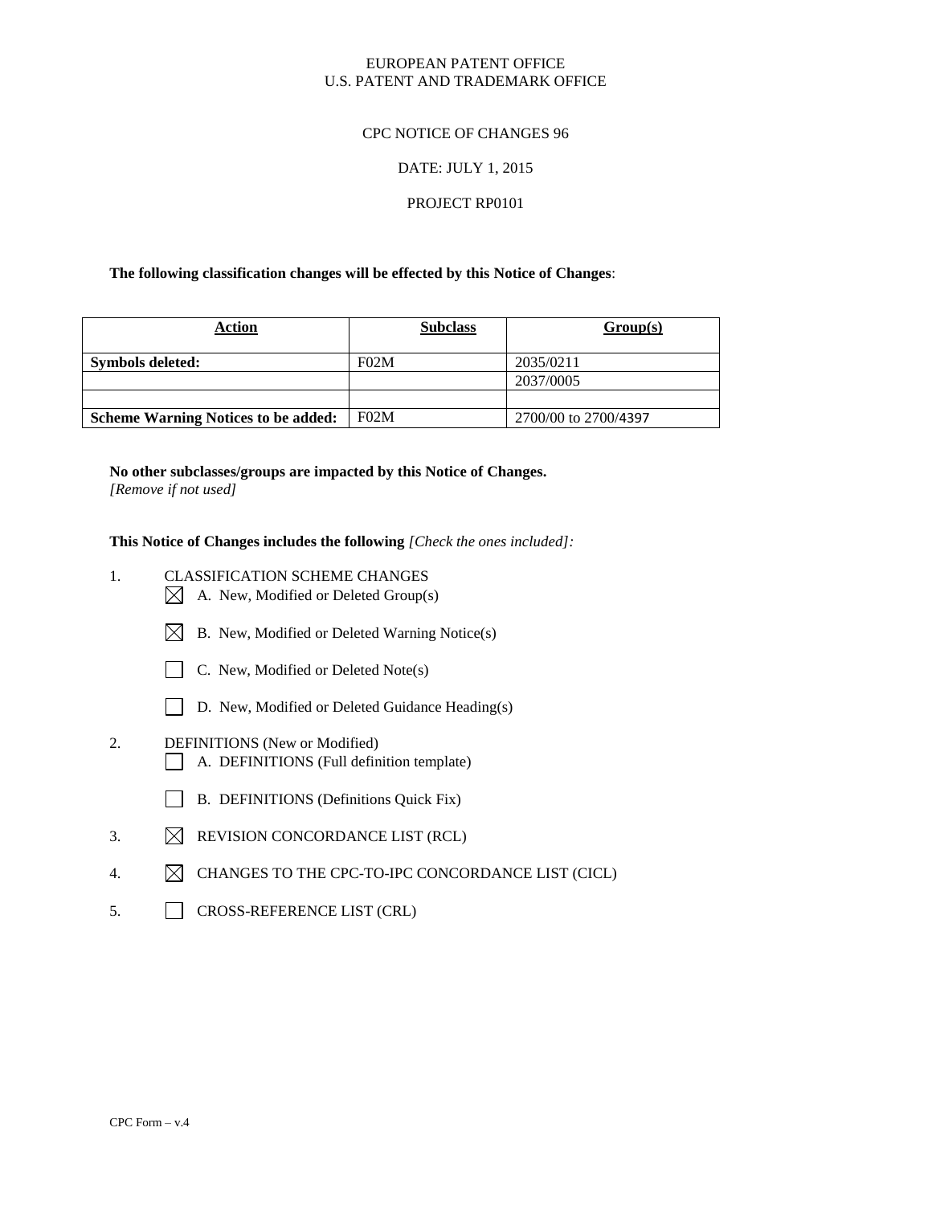EUROPEAN PATENT OFFICE
U.S. PATENT AND TRADEMARK OFFICE

CPC NOTICE OF CHANGES 96

DATE: JULY 1, 2015

PROJECT RP0101

**The following classification changes will be effected by this Notice of Changes**:

| Action | Subclass | Group(s) |
|---|---|---|
| **Symbols deleted:** | F02M | 2035/0211 |
| | | 2037/0005 |
| | | |
| **Scheme Warning Notices to be added:** | F02M | 2700/00 to 2700/4397 |

**No other subclasses/groups are impacted by this Notice of Changes.**
*[Remove if not used]*

**This Notice of Changes includes the following** *[Check the ones included]:*

1. CLASSIFICATION SCHEME CHANGES
   - ☒ A. New, Modified or Deleted Group(s)
   - ☒ B. New, Modified or Deleted Warning Notice(s)
   - ☐ C. New, Modified or Deleted Note(s)
   - ☐ D. New, Modified or Deleted Guidance Heading(s)
2. DEFINITIONS (New or Modified)
   - ☐ A. DEFINITIONS (Full definition template)
   - ☐ B. DEFINITIONS (Definitions Quick Fix)
3. ☒ REVISION CONCORDANCE LIST (RCL)
4. ☒ CHANGES TO THE CPC-TO-IPC CONCORDANCE LIST (CICL)
5. ☐ CROSS-REFERENCE LIST (CRL)

CPC Form – v.4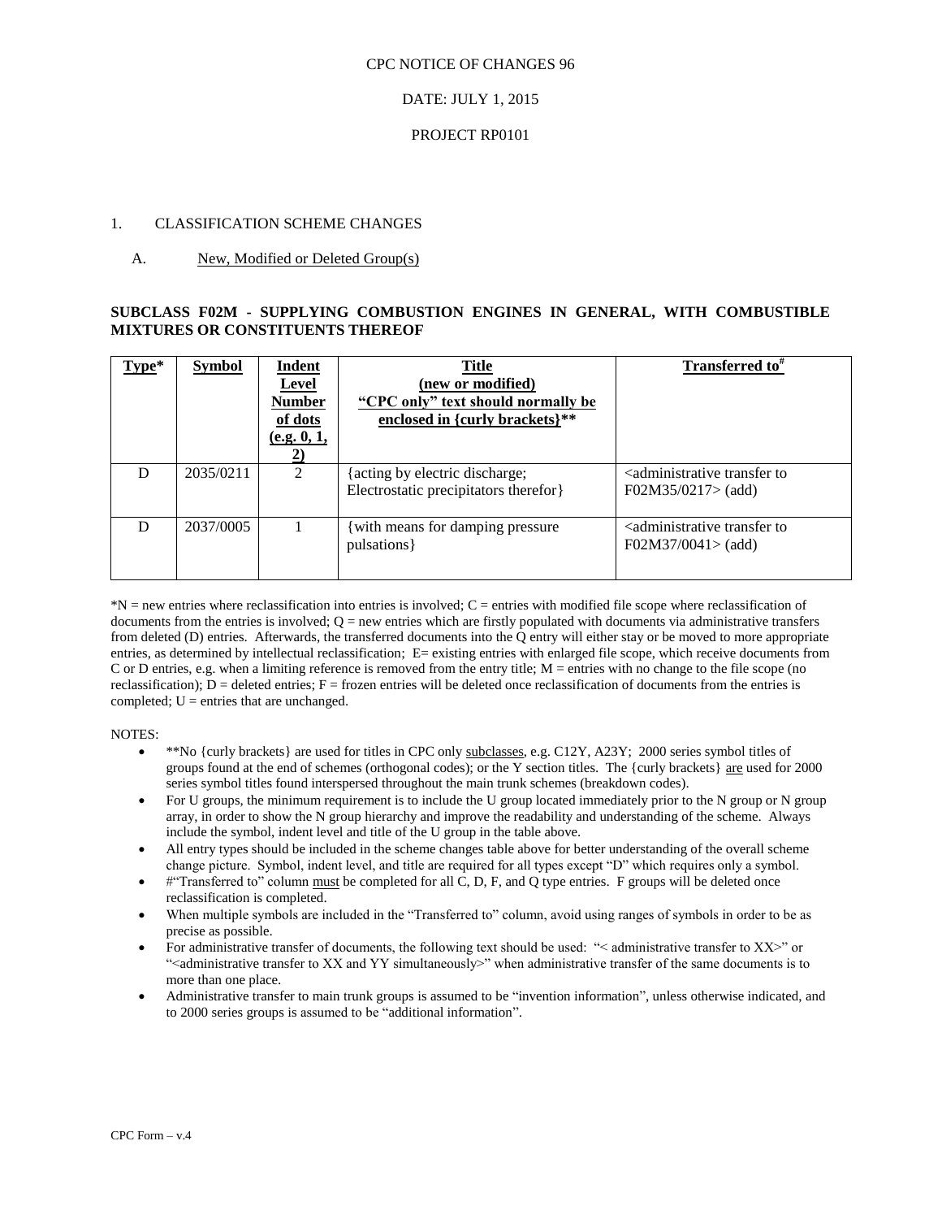CPC NOTICE OF CHANGES 96

DATE: JULY 1, 2015

PROJECT RP0101

1. CLASSIFICATION SCHEME CHANGES

A. New, Modified or Deleted Group(s)

**SUBCLASS F02M - SUPPLYING COMBUSTION ENGINES IN GENERAL, WITH COMBUSTIBLE MIXTURES OR CONSTITUENTS THEREOF**

| Type* | Symbol | Indent Level Number of dots (e.g. 0, 1, 2) | Title (new or modified) "CPC only" text should normally be enclosed in {curly brackets}** | Transferred to[#] |
|---|---|---|---|---|
| D | 2035/0211 | 2 | {acting by electric discharge; Electrostatic precipitators therefor} | <administrative transfer to F02M35/0217> (add) |
| D | 2037/0005 | 1 | {with means for damping pressure pulsations} | <administrative transfer to F02M37/0041> (add) |

*N = new entries where reclassification into entries is involved; C = entries with modified file scope where reclassification of documents from the entries is involved; Q = new entries which are firstly populated with documents via administrative transfers from deleted (D) entries. Afterwards, the transferred documents into the Q entry will either stay or be moved to more appropriate entries, as determined by intellectual reclassification; E= existing entries with enlarged file scope, which receive documents from C or D entries, e.g. when a limiting reference is removed from the entry title; M = entries with no change to the file scope (no reclassification); D = deleted entries; F = frozen entries will be deleted once reclassification of documents from the entries is completed; U = entries that are unchanged.

NOTES:

- **No {curly brackets} are used for titles in CPC only subclasses, e.g. C12Y, A23Y; 2000 series symbol titles of groups found at the end of schemes (orthogonal codes); or the Y section titles. The {curly brackets} are used for 2000 series symbol titles found interspersed throughout the main trunk schemes (breakdown codes).
- For U groups, the minimum requirement is to include the U group located immediately prior to the N group or N group array, in order to show the N group hierarchy and improve the readability and understanding of the scheme. Always include the symbol, indent level and title of the U group in the table above.
- All entry types should be included in the scheme changes table above for better understanding of the overall scheme change picture. Symbol, indent level, and title are required for all types except "D" which requires only a symbol.
- #"Transferred to" column must be completed for all C, D, F, and Q type entries. F groups will be deleted once reclassification is completed.
- When multiple symbols are included in the "Transferred to" column, avoid using ranges of symbols in order to be as precise as possible.
- For administrative transfer of documents, the following text should be used: "< administrative transfer to XX>" or "<administrative transfer to XX and YY simultaneously>" when administrative transfer of the same documents is to more than one place.
- Administrative transfer to main trunk groups is assumed to be "invention information", unless otherwise indicated, and to 2000 series groups is assumed to be "additional information".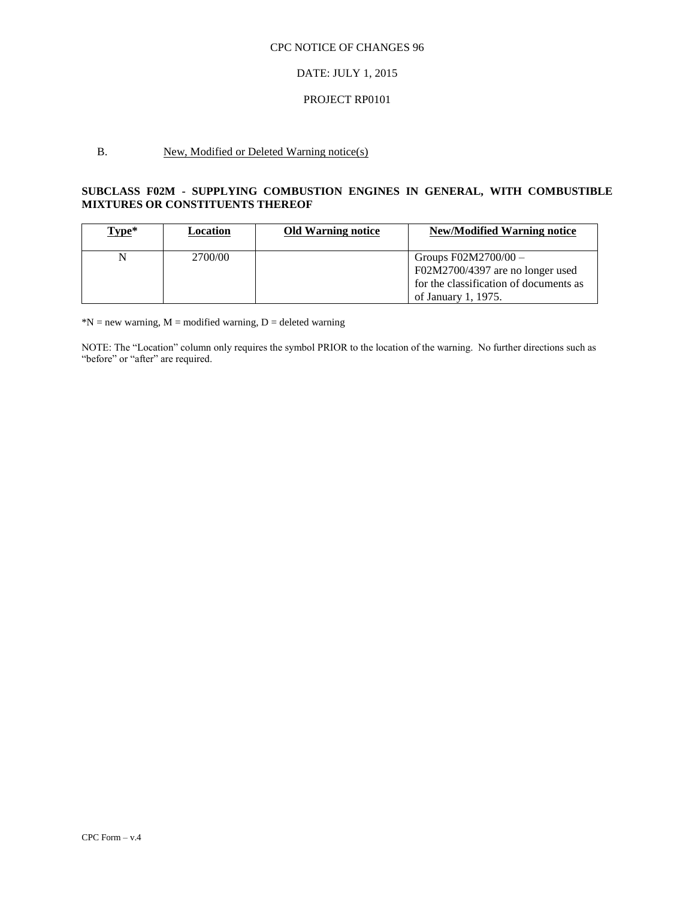CPC NOTICE OF CHANGES 96

DATE: JULY 1, 2015

PROJECT RP0101

B. New, Modified or Deleted Warning notice(s)

**SUBCLASS F02M - SUPPLYING COMBUSTION ENGINES IN GENERAL, WITH COMBUSTIBLE MIXTURES OR CONSTITUENTS THEREOF**

| Type* | Location | Old Warning notice | New/Modified Warning notice |
|---|---|---|---|
| N | 2700/00 | | Groups F02M2700/00 – F02M2700/4397 are no longer used for the classification of documents as of January 1, 1975. |

*N = new warning, M = modified warning, D = deleted warning

NOTE: The "Location" column only requires the symbol PRIOR to the location of the warning. No further directions such as "before" or "after" are required.

CPC Form – v.4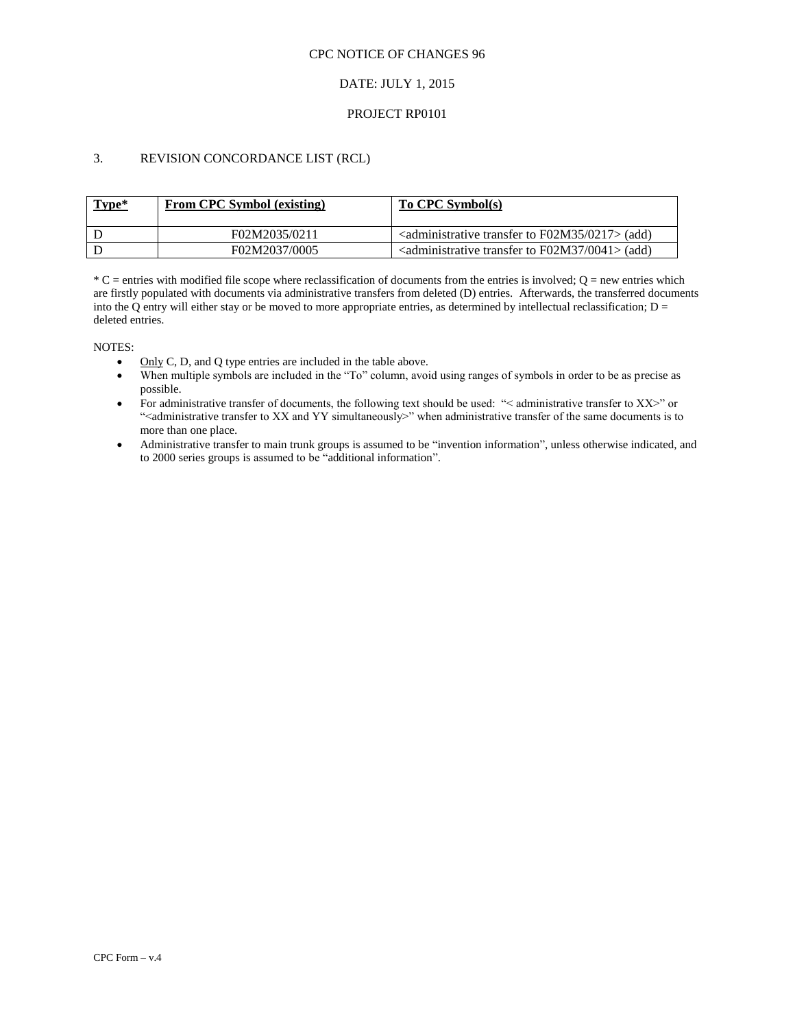CPC NOTICE OF CHANGES 96

DATE: JULY 1, 2015

PROJECT RP0101

## 3. REVISION CONCORDANCE LIST (RCL)

| Type* | From CPC Symbol (existing) | To CPC Symbol(s) |
|---|---|---|
| D | F02M2035/0211 | <administrative transfer to F02M35/0217> (add) |
| D | F02M2037/0005 | <administrative transfer to F02M37/0041> (add) |

* C = entries with modified file scope where reclassification of documents from the entries is involved; Q = new entries which are firstly populated with documents via administrative transfers from deleted (D) entries. Afterwards, the transferred documents into the Q entry will either stay or be moved to more appropriate entries, as determined by intellectual reclassification; D = deleted entries.

NOTES:

- Only C, D, and Q type entries are included in the table above.
- When multiple symbols are included in the "To" column, avoid using ranges of symbols in order to be as precise as possible.
- For administrative transfer of documents, the following text should be used: "< administrative transfer to XX>" or "<administrative transfer to XX and YY simultaneously>" when administrative transfer of the same documents is to more than one place.
- Administrative transfer to main trunk groups is assumed to be "invention information", unless otherwise indicated, and to 2000 series groups is assumed to be "additional information".

CPC Form – v.4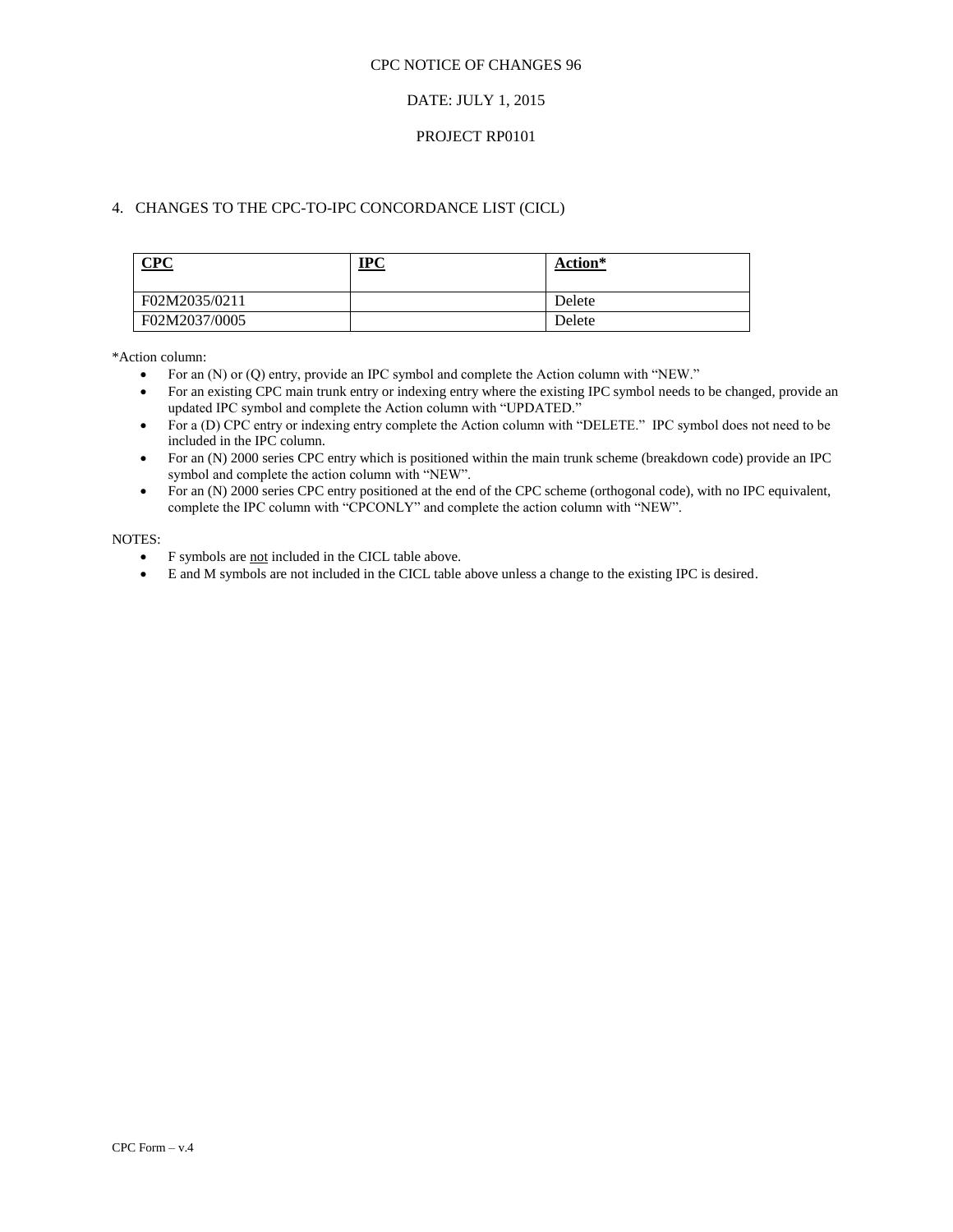CPC NOTICE OF CHANGES 96

DATE: JULY 1, 2015

PROJECT RP0101

4. CHANGES TO THE CPC-TO-IPC CONCORDANCE LIST (CICL)

| **CPC** | **IPC** | **Action*** |
|---|---|---|
| F02M2035/0211 | | Delete |
| F02M2037/0005 | | Delete |

*Action column:

- For an (N) or (Q) entry, provide an IPC symbol and complete the Action column with "NEW."
- For an existing CPC main trunk entry or indexing entry where the existing IPC symbol needs to be changed, provide an updated IPC symbol and complete the Action column with "UPDATED."
- For a (D) CPC entry or indexing entry complete the Action column with "DELETE." IPC symbol does not need to be included in the IPC column.
- For an (N) 2000 series CPC entry which is positioned within the main trunk scheme (breakdown code) provide an IPC symbol and complete the action column with "NEW".
- For an (N) 2000 series CPC entry positioned at the end of the CPC scheme (orthogonal code), with no IPC equivalent, complete the IPC column with "CPCONLY" and complete the action column with "NEW".

NOTES:

- F symbols are not included in the CICL table above.
- E and M symbols are not included in the CICL table above unless a change to the existing IPC is desired.